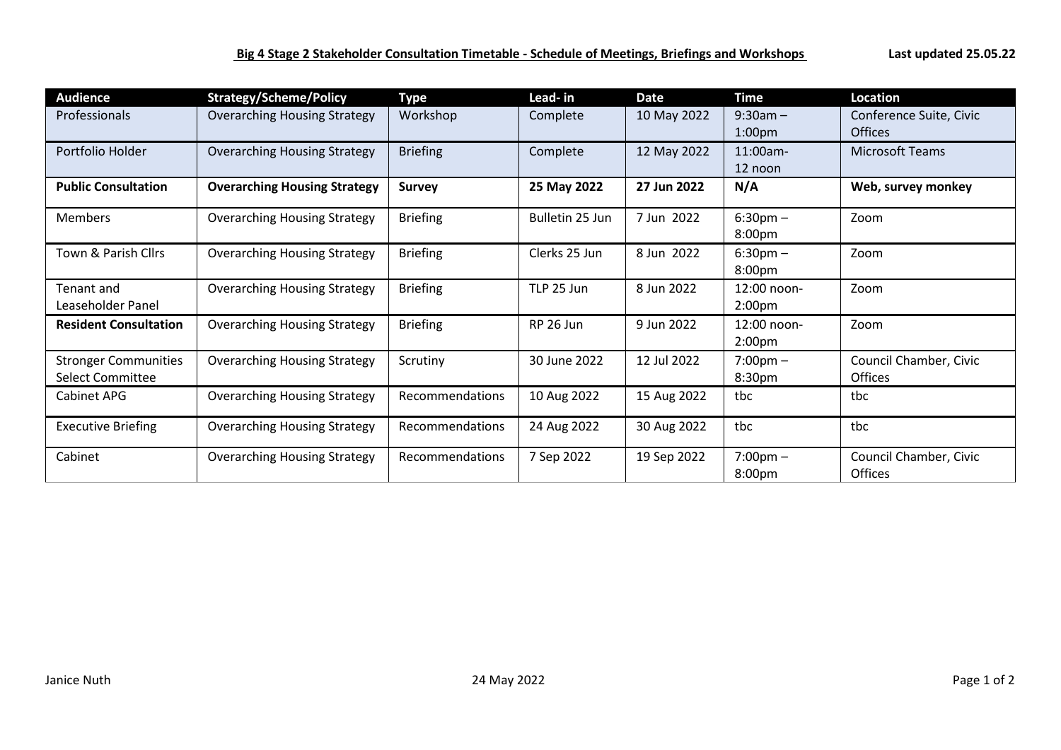**Big 4 Stage 2 Stakeholder Consultation Timetable - Schedule of Meetings, Briefings and Workshops** **Last updated 25.05.22**

| Audience | Strategy/Scheme/Policy | Type | Lead- in | Date | Time | Location |
|---|---|---|---|---|---|---|
| Professionals | Overarching Housing Strategy | Workshop | Complete | 10 May 2022 | 9:30am – 1:00pm | Conference Suite, Civic Offices |
| Portfolio Holder | Overarching Housing Strategy | Briefing | Complete | 12 May 2022 | 11:00am- 12 noon | Microsoft Teams |
| **Public Consultation** | **Overarching Housing Strategy** | **Survey** | **25 May 2022** | **27 Jun 2022** | **N/A** | **Web, survey monkey** |
| Members | Overarching Housing Strategy | Briefing | Bulletin 25 Jun | 7 Jun 2022 | 6:30pm – 8:00pm | Zoom |
| Town & Parish Cllrs | Overarching Housing Strategy | Briefing | Clerks 25 Jun | 8 Jun 2022 | 6:30pm – 8:00pm | Zoom |
| Tenant and Leaseholder Panel | Overarching Housing Strategy | Briefing | TLP 25 Jun | 8 Jun 2022 | 12:00 noon- 2:00pm | Zoom |
| **Resident Consultation** | Overarching Housing Strategy | Briefing | RP 26 Jun | 9 Jun 2022 | 12:00 noon- 2:00pm | Zoom |
| Stronger Communities Select Committee | Overarching Housing Strategy | Scrutiny | 30 June 2022 | 12 Jul 2022 | 7:00pm – 8:30pm | Council Chamber, Civic Offices |
| Cabinet APG | Overarching Housing Strategy | Recommendations | 10 Aug 2022 | 15 Aug 2022 | tbc | tbc |
| Executive Briefing | Overarching Housing Strategy | Recommendations | 24 Aug 2022 | 30 Aug 2022 | tbc | tbc |
| Cabinet | Overarching Housing Strategy | Recommendations | 7 Sep 2022 | 19 Sep 2022 | 7:00pm – 8:00pm | Council Chamber, Civic Offices |

Janice Nuth 24 May 2022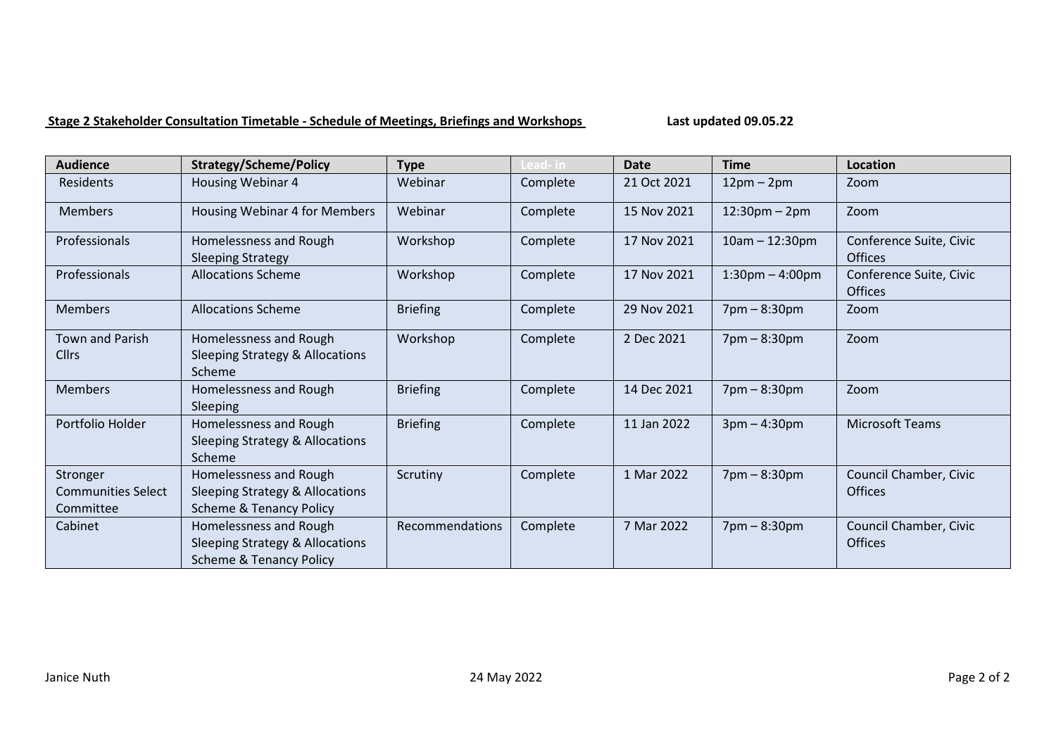**Stage 2 Stakeholder Consultation Timetable - Schedule of Meetings, Briefings and Workshops** **Last updated 09.05.22**

| Audience | Strategy/Scheme/Policy | Type | Lead- in | Date | Time | Location |
|---|---|---|---|---|---|---|
| Residents | Housing Webinar 4 | Webinar | Complete | 21 Oct 2021 | 12pm – 2pm | Zoom |
| Members | Housing Webinar 4 for Members | Webinar | Complete | 15 Nov 2021 | 12:30pm – 2pm | Zoom |
| Professionals | Homelessness and Rough Sleeping Strategy | Workshop | Complete | 17 Nov 2021 | 10am – 12:30pm | Conference Suite, Civic Offices |
| Professionals | Allocations Scheme | Workshop | Complete | 17 Nov 2021 | 1:30pm – 4:00pm | Conference Suite, Civic Offices |
| Members | Allocations Scheme | Briefing | Complete | 29 Nov 2021 | 7pm – 8:30pm | Zoom |
| Town and Parish Cllrs | Homelessness and Rough Sleeping Strategy & Allocations Scheme | Workshop | Complete | 2 Dec 2021 | 7pm – 8:30pm | Zoom |
| Members | Homelessness and Rough Sleeping | Briefing | Complete | 14 Dec 2021 | 7pm – 8:30pm | Zoom |
| Portfolio Holder | Homelessness and Rough Sleeping Strategy & Allocations Scheme | Briefing | Complete | 11 Jan 2022 | 3pm – 4:30pm | Microsoft Teams |
| Stronger Communities Select Committee | Homelessness and Rough Sleeping Strategy & Allocations Scheme & Tenancy Policy | Scrutiny | Complete | 1 Mar 2022 | 7pm – 8:30pm | Council Chamber, Civic Offices |
| Cabinet | Homelessness and Rough Sleeping Strategy & Allocations Scheme & Tenancy Policy | Recommendations | Complete | 7 Mar 2022 | 7pm – 8:30pm | Council Chamber, Civic Offices |